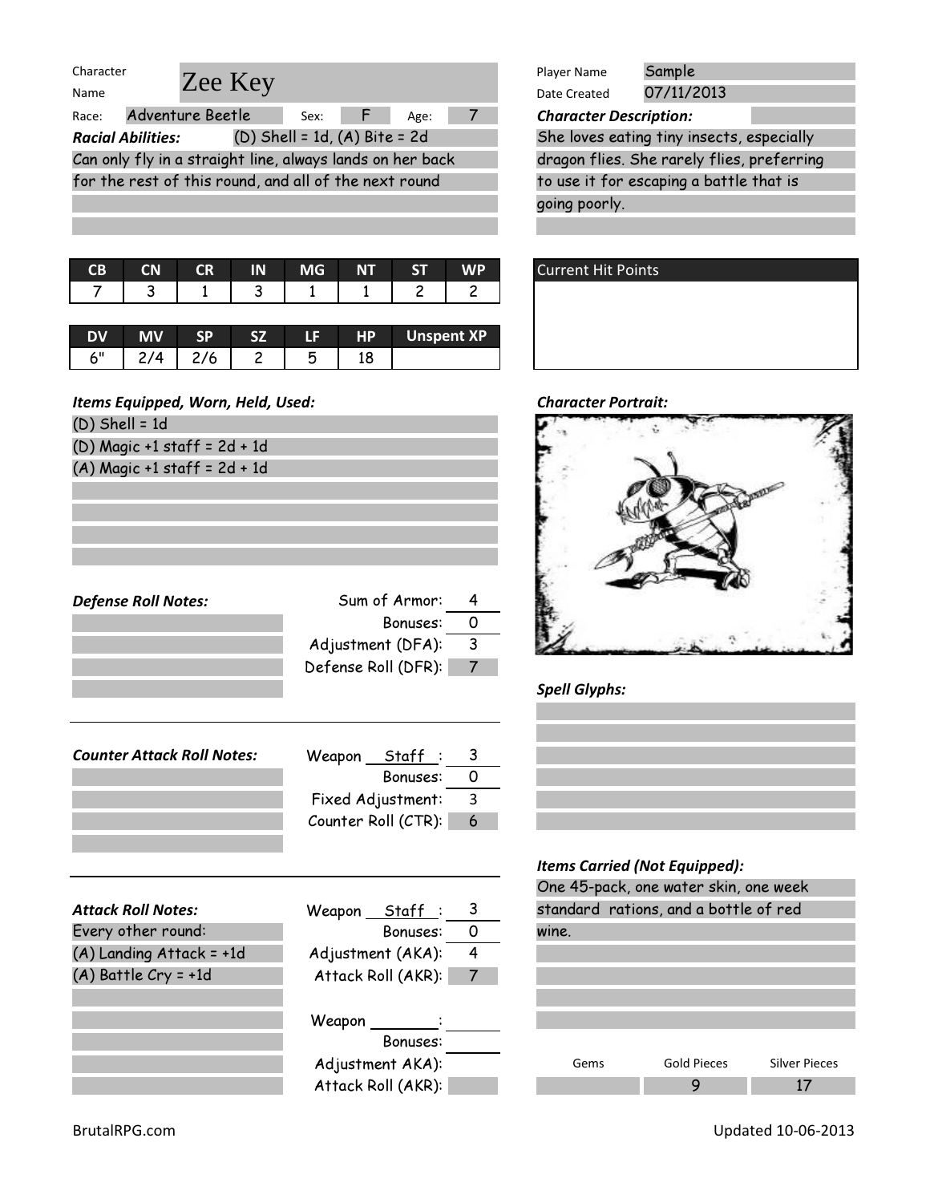Character Name: Zee Key

Race: Adventure Beetle | Sex: F | Age: 7

***Racial Abilities:*** (D) Shell = 1d, (A) Bite = 2d

Can only fly in a straight line, always lands on her back for the rest of this round, and all of the next round

Player Name: Sample

Date Created: 07/11/2013

***Character Description:***

She loves eating tiny insects, especially dragon flies. She rarely flies, preferring to use it for escaping a battle that is going poorly.

| CB | CN | CR | IN | MG | NT | ST | WP |
| --- | --- | --- | --- | --- | --- | --- | --- |
| 7 | 3 | 1 | 3 | 1 | 1 | 2 | 2 |

| DV | MV | SP | SZ | LF | HP | Unspent XP |
| --- | --- | --- | --- | --- | --- | --- |
| 6" | 2/4 | 2/6 | 2 | 5 | 18 | |

**Current Hit Points**

***Items Equipped, Worn, Held, Used:***

(D) Shell = 1d

(D) Magic +1 staff = 2d + 1d

(A) Magic +1 staff = 2d + 1d

***Character Portrait:***

***Defense Roll Notes:***

| | |
| --- | --- |
| Sum of Armor: | 4 |
| Bonuses: | 0 |
| Adjustment (DFA): | 3 |
| Defense Roll (DFR): | 7 |

***Spell Glyphs:***

***Counter Attack Roll Notes:***

| | |
| --- | --- |
| Weapon Staff: | 3 |
| Bonuses: | 0 |
| Fixed Adjustment: | 3 |
| Counter Roll (CTR): | 6 |

***Items Carried (Not Equipped):***

One 45-pack, one water skin, one week standard rations, and a bottle of red wine.

***Attack Roll Notes:***

Every other round:

(A) Landing Attack = +1d

(A) Battle Cry = +1d

| | |
| --- | --- |
| Weapon Staff: | 3 |
| Bonuses: | 0 |
| Adjustment (AKA): | 4 |
| Attack Roll (AKR): | 7 |

| | |
| --- | --- |
| Weapon: | |
| Bonuses: | |
| Adjustment AKA): | |
| Attack Roll (AKR): | |

| Gems | Gold Pieces | Silver Pieces |
| --- | --- | --- |
| | 9 | 17 |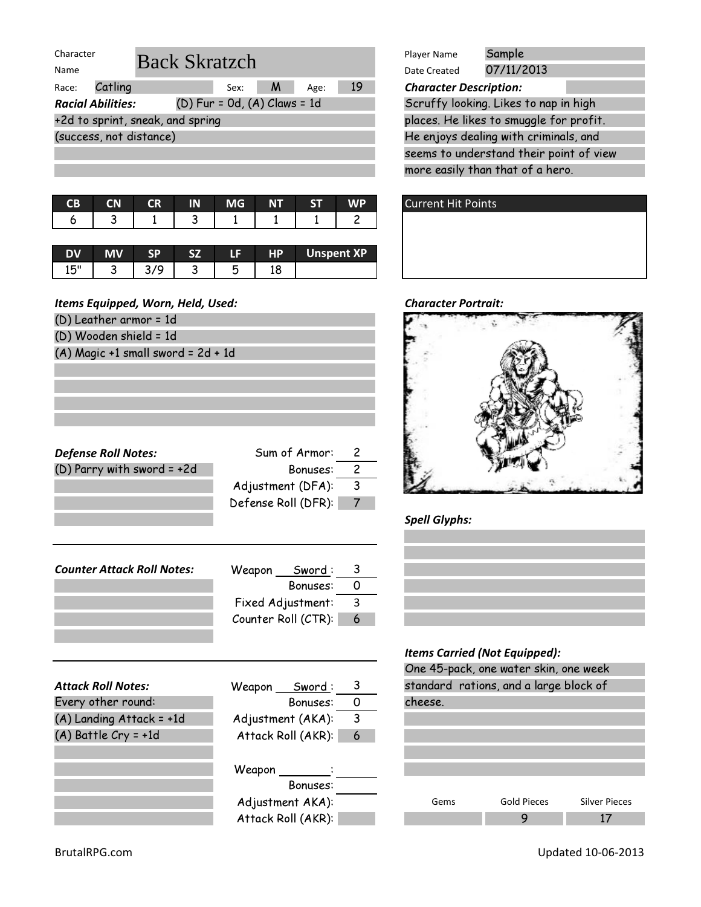**Character Name:** Back Skratzch

**Race:** Catling | **Sex:** M | **Age:** 19

***Racial Abilities:*** (D) Fur = 0d, (A) Claws = 1d

+2d to sprint, sneak, and spring (success, not distance)

**Player Name:** Sample

**Date Created:** 07/11/2013

***Character Description:***

Scruffy looking. Likes to nap in high places. He likes to smuggle for profit. He enjoys dealing with criminals, and seems to understand their point of view more easily than that of a hero.

| CB | CN | CR | IN | MG | NT | ST | WP |
|---|---|---|---|---|---|---|---|
| 6 | 3 | 1 | 3 | 1 | 1 | 1 | 2 |

| DV | MV | SP | SZ | LF | HP | Unspent XP |
|---|---|---|---|---|---|---|
| 15" | 3 | 3/9 | 3 | 5 | 18 | |

**Current Hit Points**

***Items Equipped, Worn, Held, Used:***

- (D) Leather armor = 1d
- (D) Wooden shield = 1d
- (A) Magic +1 small sword = 2d + 1d

***Character Portrait:***

***Defense Roll Notes:***

(D) Parry with sword = +2d

| | |
|---|---|
| Sum of Armor: | 2 |
| Bonuses: | 2 |
| Adjustment (DFA): | 3 |
| Defense Roll (DFR): | 7 |

***Spell Glyphs:***

***Counter Attack Roll Notes:***

| | |
|---|---|
| Weapon Sword: | 3 |
| Bonuses: | 0 |
| Fixed Adjustment: | 3 |
| Counter Roll (CTR): | 6 |

***Items Carried (Not Equipped):***

One 45-pack, one water skin, one week standard rations, and a large block of cheese.

***Attack Roll Notes:***

Every other round:

- (A) Landing Attack = +1d
- (A) Battle Cry = +1d

| | |
|---|---|
| Weapon Sword: | 3 |
| Bonuses: | 0 |
| Adjustment (AKA): | 3 |
| Attack Roll (AKR): | 6 |

| | |
|---|---|
| Weapon ______: | |
| Bonuses: | |
| Adjustment AKA): | |
| Attack Roll (AKR): | |

| Gems | Gold Pieces | Silver Pieces |
|---|---|---|
| | 9 | 17 |

BrutalRPG.com

Updated 10-06-2013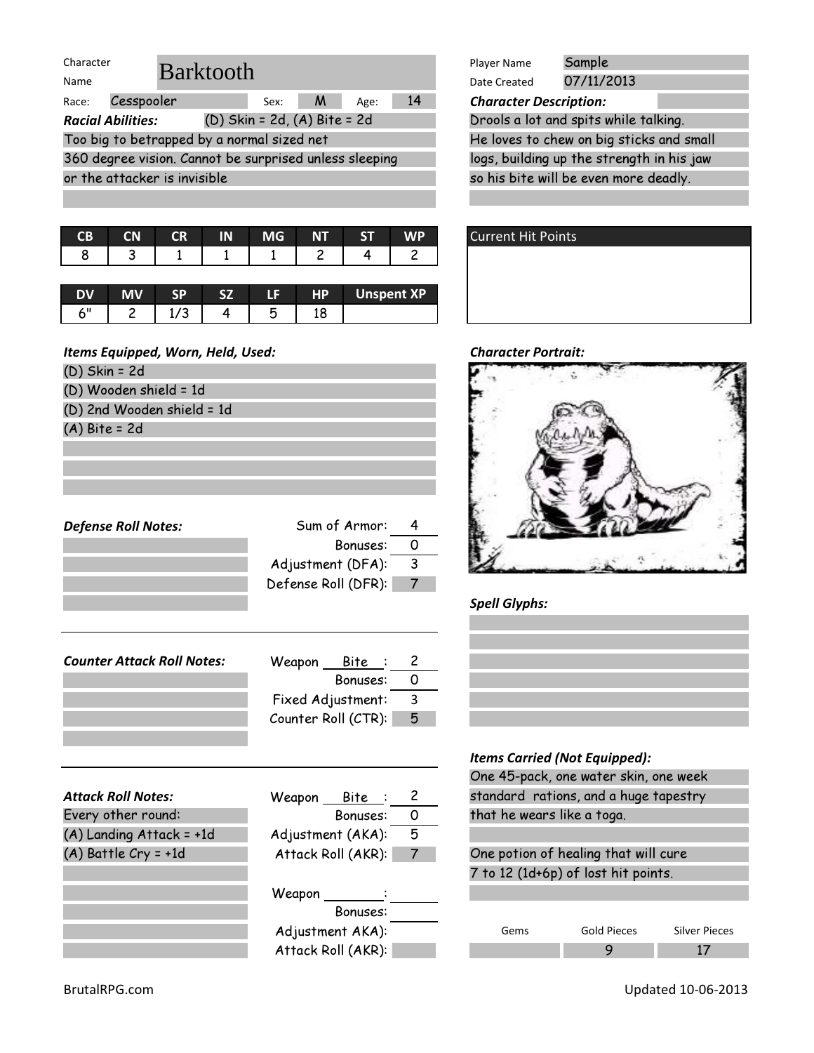**Character Name:** Barktooth

**Race:** Cesspooler | **Sex:** M | **Age:** 14

***Racial Abilities:*** (D) Skin = 2d, (A) Bite = 2d

Too big to betrapped by a normal sized net

360 degree vision. Cannot be surprised unless sleeping or the attacker is invisible

**Player Name:** Sample

**Date Created:** 07/11/2013

***Character Description:***

Drools a lot and spits while talking.

He loves to chew on big sticks and small logs, building up the strength in his jaw so his bite will be even more deadly.

| CB | CN | CR | IN | MG | NT | ST | WP |
|---|---|---|---|---|---|---|---|
| 8 | 3 | 1 | 1 | 1 | 2 | 4 | 2 |

| DV | MV | SP | SZ | LF | HP | Unspent XP |
|---|---|---|---|---|---|---|
| 6" | 2 | 1/3 | 4 | 5 | 18 | |

**Current Hit Points**

***Items Equipped, Worn, Held, Used:***

(D) Skin = 2d

(D) Wooden shield = 1d

(D) 2nd Wooden shield = 1d

(A) Bite = 2d

***Character Portrait:***

***Defense Roll Notes:***

| | |
|---|---|
| Sum of Armor: | 4 |
| Bonuses: | 0 |
| Adjustment (DFA): | 3 |
| Defense Roll (DFR): | 7 |

***Spell Glyphs:***

***Counter Attack Roll Notes:***

| | |
|---|---|
| Weapon Bite: | 2 |
| Bonuses: | 0 |
| Fixed Adjustment: | 3 |
| Counter Roll (CTR): | 5 |

***Attack Roll Notes:***

Every other round:

(A) Landing Attack = +1d

(A) Battle Cry = +1d

| | |
|---|---|
| Weapon Bite: | 2 |
| Bonuses: | 0 |
| Adjustment (AKA): | 5 |
| Attack Roll (AKR): | 7 |

| | |
|---|---|
| Weapon: | |
| Bonuses: | |
| Adjustment AKA): | |
| Attack Roll (AKR): | |

***Items Carried (Not Equipped):***

One 45-pack, one water skin, one week standard rations, and a huge tapestry that he wears like a toga.

One potion of healing that will cure 7 to 12 (1d+6p) of lost hit points.

| Gems | Gold Pieces | Silver Pieces |
|---|---|---|
| | 9 | 17 |

BrutalRPG.com

Updated 10-06-2013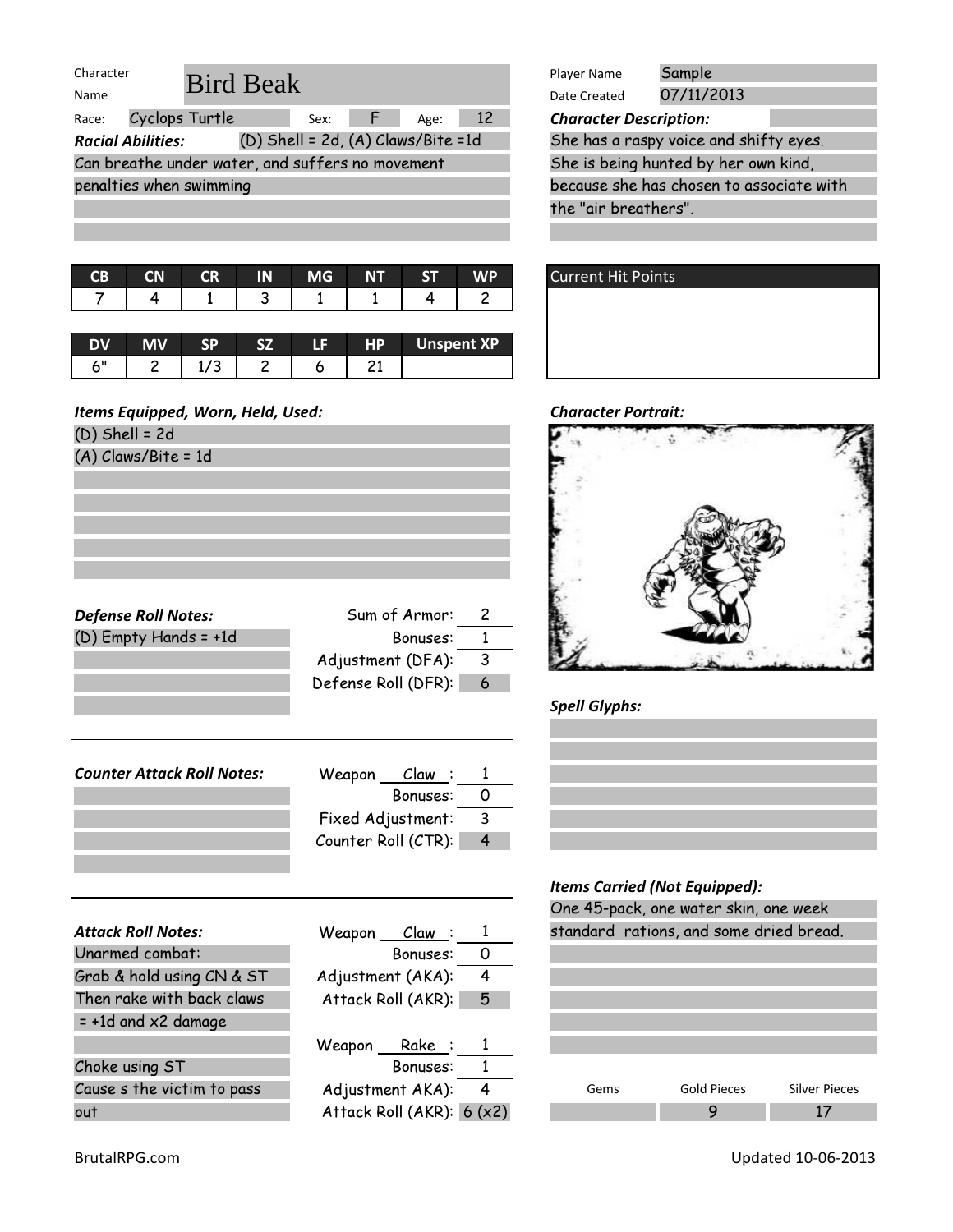Character Name: Bird Beak

Race: Cyclops Turtle | Sex: F | Age: 12

***Racial Abilities:*** (D) Shell = 2d, (A) Claws/Bite =1d

Can breathe under water, and suffers no movement penalties when swimming

Player Name: Sample

Date Created: 07/11/2013

***Character Description:***

She has a raspy voice and shifty eyes. She is being hunted by her own kind, because she has chosen to associate with the "air breathers".

| CB | CN | CR | IN | MG | NT | ST | WP |
|---|---|---|---|---|---|---|---|
| 7 | 4 | 1 | 3 | 1 | 1 | 4 | 2 |

| DV | MV | SP | SZ | LF | HP | Unspent XP |
|---|---|---|---|---|---|---|
| 6" | 2 | 1/3 | 2 | 6 | 21 | |

Current Hit Points

***Items Equipped, Worn, Held, Used:***

(D) Shell = 2d

(A) Claws/Bite = 1d

***Character Portrait:***

***Defense Roll Notes:***

(D) Empty Hands = +1d

Sum of Armor: 2

Bonuses: 1

Adjustment (DFA): 3

Defense Roll (DFR): 6

***Spell Glyphs:***

***Counter Attack Roll Notes:***

Weapon Claw: 1

Bonuses: 0

Fixed Adjustment: 3

Counter Roll (CTR): 4

***Items Carried (Not Equipped):***

One 45-pack, one water skin, one week standard rations, and some dried bread.

***Attack Roll Notes:***

Unarmed combat:

Grab & hold using CN & ST

Then rake with back claws

= +1d and x2 damage

Choke using ST

Cause s the victim to pass out

Weapon Claw: 1

Bonuses: 0

Adjustment (AKA): 4

Attack Roll (AKR): 5

Weapon Rake: 1

Bonuses: 1

Adjustment AKA): 4

Attack Roll (AKR): 6 (x2)

| Gems | Gold Pieces | Silver Pieces |
|---|---|---|
| | 9 | 17 |

BrutalRPG.com

Updated 10-06-2013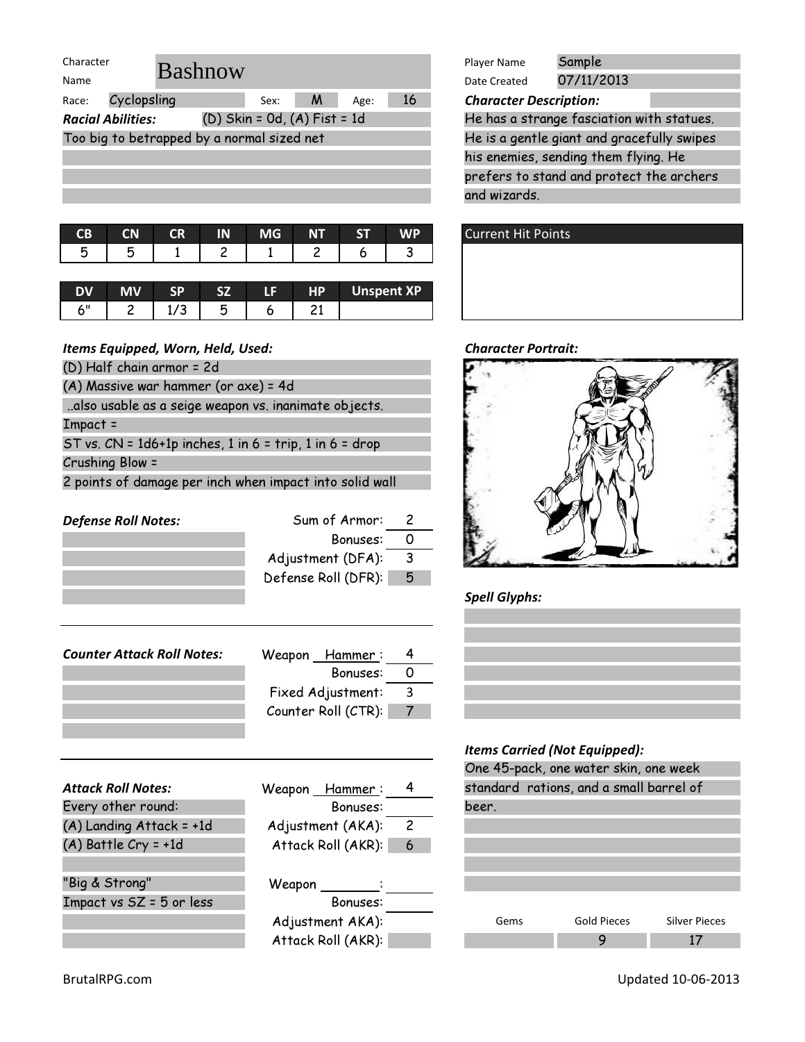Character Name: **Bashnow**

Race: Cyclopsling | Sex: M | Age: 16

***Racial Abilities:*** (D) Skin = 0d, (A) Fist = 1d

Too big to betrapped by a normal sized net

Player Name: Sample

Date Created: 07/11/2013

***Character Description:***

He has a strange fasciation with statues. He is a gentle giant and gracefully swipes his enemies, sending them flying. He prefers to stand and protect the archers and wizards.

| CB | CN | CR | IN | MG | NT | ST | WP |
|---|---|---|---|---|---|---|---|
| 5 | 5 | 1 | 2 | 1 | 2 | 6 | 3 |

| DV | MV | SP | SZ | LF | HP | Unspent XP |
|---|---|---|---|---|---|---|
| 6" | 2 | 1/3 | 5 | 6 | 21 | |

Current Hit Points

***Items Equipped, Worn, Held, Used:***

(D) Half chain armor = 2d

(A) Massive war hammer (or axe) = 4d

..also usable as a seige weapon vs. inanimate objects.

Impact =

ST vs. CN = 1d6+1p inches, 1 in 6 = trip, 1 in 6 = drop

Crushing Blow =

2 points of damage per inch when impact into solid wall

***Character Portrait:***

***Defense Roll Notes:***

Sum of Armor: 2

Bonuses: 0

Adjustment (DFA): 3

Defense Roll (DFR): 5

***Spell Glyphs:***

***Counter Attack Roll Notes:***

Weapon Hammer: 4

Bonuses: 0

Fixed Adjustment: 3

Counter Roll (CTR): 7

***Items Carried (Not Equipped):***

One 45-pack, one water skin, one week standard rations, and a small barrel of beer.

***Attack Roll Notes:***

Every other round:

(A) Landing Attack = +1d

(A) Battle Cry = +1d

"Big & Strong"

Impact vs SZ = 5 or less

Weapon Hammer: 4

Bonuses:

Adjustment (AKA): 2

Attack Roll (AKR): 6

Weapon:

Bonuses:

Adjustment AKA):

Attack Roll (AKR):

| Gems | Gold Pieces | Silver Pieces |
|---|---|---|
| | 9 | 17 |

BrutalRPG.com

Updated 10-06-2013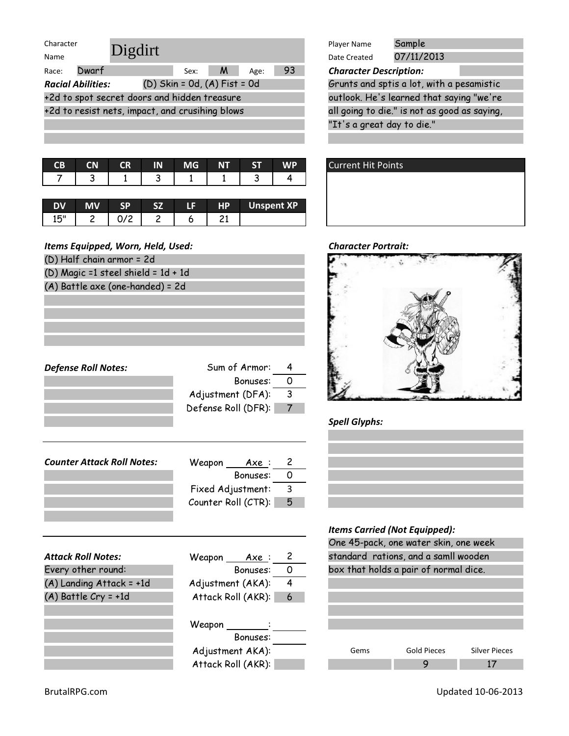Character Name: Digdirt

Race: Dwarf | Sex: M | Age: 93

***Racial Abilities:*** (D) Skin = 0d, (A) Fist = 0d

+2d to spot secret doors and hidden treasure

+2d to resist nets, impact, and crusihing blows

Player Name: Sample

Date Created: 07/11/2013

***Character Description:***

Grunts and sptis a lot, with a pesamistic outlook. He's learned that saying "we're all going to die." is not as good as saying, "It's a great day to die."

| CB | CN | CR | IN | MG | NT | ST | WP |
|---|---|---|---|---|---|---|---|
| 7 | 3 | 1 | 3 | 1 | 1 | 3 | 4 |

| DV | MV | SP | SZ | LF | HP | Unspent XP |
|---|---|---|---|---|---|---|
| 15" | 2 | 0/2 | 2 | 6 | 21 | |

Current Hit Points

***Items Equipped, Worn, Held, Used:***

(D) Half chain armor = 2d

(D) Magic =1 steel shield = 1d + 1d

(A) Battle axe (one-handed) = 2d

***Character Portrait:***

***Defense Roll Notes:***

| | |
|---|---|
| Sum of Armor: | 4 |
| Bonuses: | 0 |
| Adjustment (DFA): | 3 |
| Defense Roll (DFR): | 7 |

***Spell Glyphs:***

***Counter Attack Roll Notes:***

| | |
|---|---|
| Weapon Axe: | 2 |
| Bonuses: | 0 |
| Fixed Adjustment: | 3 |
| Counter Roll (CTR): | 5 |

***Items Carried (Not Equipped):***

One 45-pack, one water skin, one week standard rations, and a samll wooden box that holds a pair of normal dice.

***Attack Roll Notes:***

Every other round:

(A) Landing Attack = +1d

(A) Battle Cry = +1d

| | |
|---|---|
| Weapon Axe: | 2 |
| Bonuses: | 0 |
| Adjustment (AKA): | 4 |
| Attack Roll (AKR): | 6 |

| | |
|---|---|
| Weapon: | |
| Bonuses: | |
| Adjustment AKA): | |
| Attack Roll (AKR): | |

| Gems | Gold Pieces | Silver Pieces |
|---|---|---|
| | 9 | 17 |

BrutalRPG.com

Updated 10-06-2013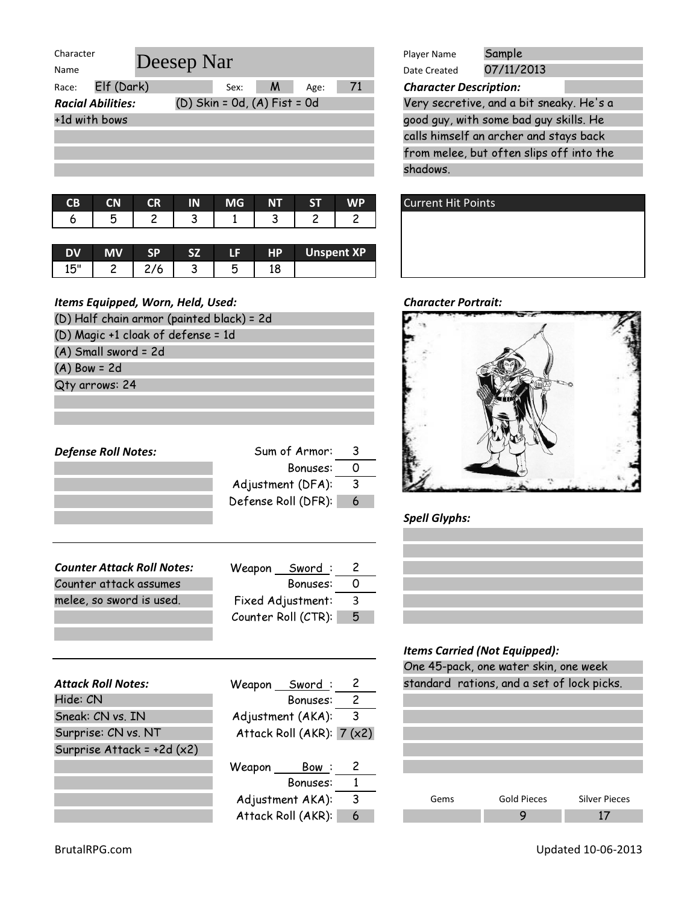Character Name: **Deesep Nar**

Player Name: Sample

Date Created: 07/11/2013

Race: Elf (Dark) | Sex: M | Age: 71

***Racial Abilities:*** (D) Skin = 0d, (A) Fist = 0d

+1d with bows

***Character Description:***

Very secretive, and a bit sneaky. He's a good guy, with some bad guy skills. He calls himself an archer and stays back from melee, but often slips off into the shadows.

| CB | CN | CR | IN | MG | NT | ST | WP |
|---|---|---|---|---|---|---|---|
| 6 | 5 | 2 | 3 | 1 | 3 | 2 | 2 |

| DV | MV | SP | SZ | LF | HP | Unspent XP |
|---|---|---|---|---|---|---|
| 15" | 2 | 2/6 | 3 | 5 | 18 | |

Current Hit Points

***Items Equipped, Worn, Held, Used:***

(D) Half chain armor (painted black) = 2d
(D) Magic +1 cloak of defense = 1d
(A) Small sword = 2d
(A) Bow = 2d
Qty arrows: 24

***Character Portrait:***

***Defense Roll Notes:***

| | |
|---|---|
| Sum of Armor: | 3 |
| Bonuses: | 0 |
| Adjustment (DFA): | 3 |
| Defense Roll (DFR): | 6 |

***Spell Glyphs:***

***Counter Attack Roll Notes:***

Counter attack assumes melee, so sword is used.

| | |
|---|---|
| Weapon Sword: | 2 |
| Bonuses: | 0 |
| Fixed Adjustment: | 3 |
| Counter Roll (CTR): | 5 |

***Items Carried (Not Equipped):***

One 45-pack, one water skin, one week standard rations, and a set of lock picks.

***Attack Roll Notes:***

Hide: CN
Sneak: CN vs. IN
Surprise: CN vs. NT
Surprise Attack = +2d (x2)

| | |
|---|---|
| Weapon Sword: | 2 |
| Bonuses: | 2 |
| Adjustment (AKA): | 3 |
| Attack Roll (AKR): | 7 (x2) |

| | |
|---|---|
| Weapon Bow: | 2 |
| Bonuses: | 1 |
| Adjustment AKA): | 3 |
| Attack Roll (AKR): | 6 |

| Gems | Gold Pieces | Silver Pieces |
|---|---|---|
| | 9 | 17 |

BrutalRPG.com

Updated 10-06-2013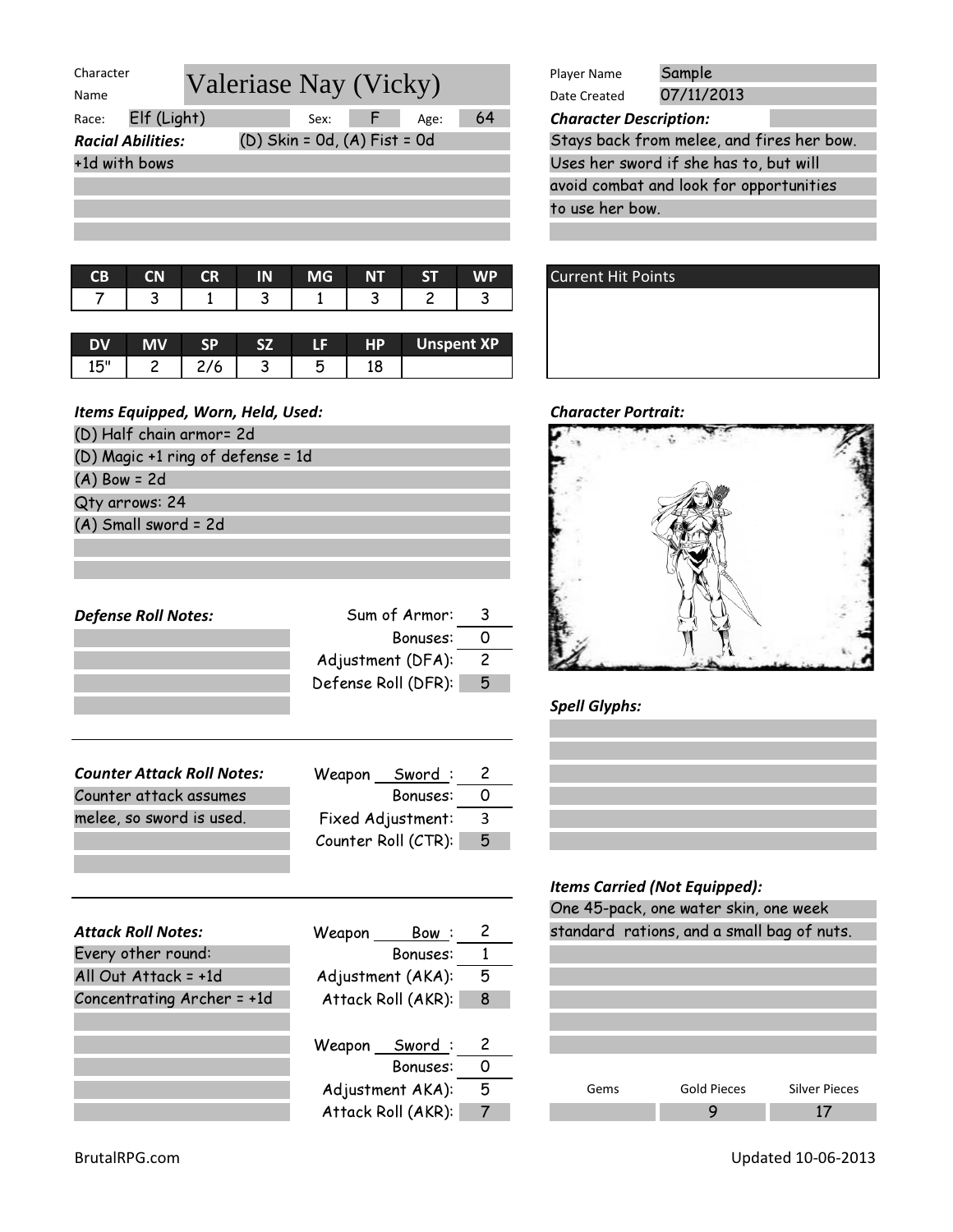**Character Name:** Valeriase Nay (Vicky)

**Race:** Elf (Light) | **Sex:** F | **Age:** 64

***Racial Abilities:*** (D) Skin = 0d, (A) Fist = 0d

+1d with bows

**Player Name:** Sample

**Date Created:** 07/11/2013

***Character Description:***

Stays back from melee, and fires her bow. Uses her sword if she has to, but will avoid combat and look for opportunities to use her bow.

| CB | CN | CR | IN | MG | NT | ST | WP |
|---|---|---|---|---|---|---|---|
| 7 | 3 | 1 | 3 | 1 | 3 | 2 | 3 |

| DV | MV | SP | SZ | LF | HP | Unspent XP |
|---|---|---|---|---|---|---|
| 15" | 2 | 2/6 | 3 | 5 | 18 | |

**Current Hit Points**

***Items Equipped, Worn, Held, Used:***

(D) Half chain armor= 2d
(D) Magic +1 ring of defense = 1d
(A) Bow = 2d
Qty arrows: 24
(A) Small sword = 2d

***Character Portrait:***

***Defense Roll Notes:***

| | |
|---|---|
| Sum of Armor: | 3 |
| Bonuses: | 0 |
| Adjustment (DFA): | 2 |
| Defense Roll (DFR): | 5 |

***Spell Glyphs:***

***Counter Attack Roll Notes:***

Counter attack assumes melee, so sword is used.

| | |
|---|---|
| Weapon Sword : | 2 |
| Bonuses: | 0 |
| Fixed Adjustment: | 3 |
| Counter Roll (CTR): | 5 |

***Items Carried (Not Equipped):***

One 45-pack, one water skin, one week standard rations, and a small bag of nuts.

***Attack Roll Notes:***

Every other round:
All Out Attack = +1d
Concentrating Archer = +1d

| | |
|---|---|
| Weapon Bow : | 2 |
| Bonuses: | 1 |
| Adjustment (AKA): | 5 |
| Attack Roll (AKR): | 8 |

| | |
|---|---|
| Weapon Sword : | 2 |
| Bonuses: | 0 |
| Adjustment AKA): | 5 |
| Attack Roll (AKR): | 7 |

| Gems | Gold Pieces | Silver Pieces |
|---|---|---|
| | 9 | 17 |

BrutalRPG.com

Updated 10-06-2013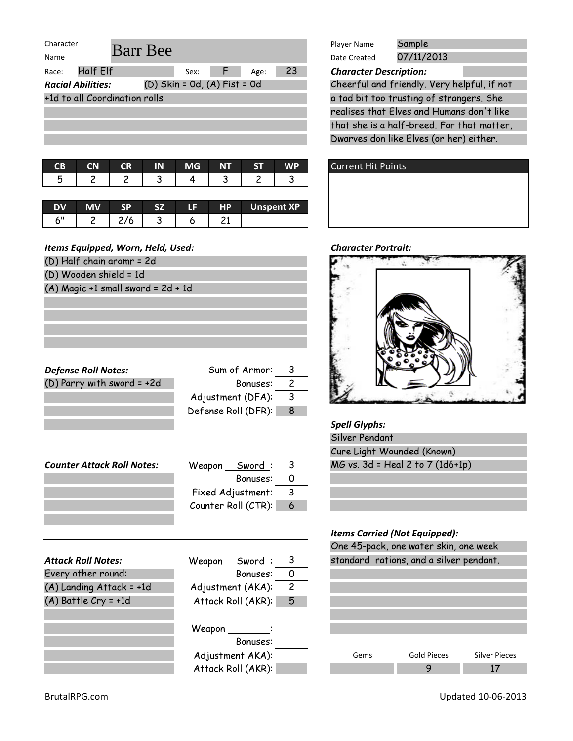Character Name: **Barr Bee**

Race: Half Elf | Sex: F | Age: 23

***Racial Abilities:*** (D) Skin = 0d, (A) Fist = 0d

+1d to all Coordination rolls

Player Name: Sample

Date Created: 07/11/2013

***Character Description:***

Cheerful and friendly. Very helpful, if not a tad bit too trusting of strangers. She realises that Elves and Humans don't like that she is a half-breed. For that matter, Dwarves don like Elves (or her) either.

| CB | CN | CR | IN | MG | NT | ST | WP |
|---|---|---|---|---|---|---|---|
| 5 | 2 | 2 | 3 | 4 | 3 | 2 | 3 |

| DV | MV | SP | SZ | LF | HP | Unspent XP |
|---|---|---|---|---|---|---|
| 6" | 2 | 2/6 | 3 | 6 | 21 | |

Current Hit Points

***Items Equipped, Worn, Held, Used:***

(D) Half chain aromr = 2d

(D) Wooden shield = 1d

(A) Magic +1 small sword = 2d + 1d

***Character Portrait:***

***Defense Roll Notes:***

(D) Parry with sword = +2d

| | |
|---|---|
| Sum of Armor: | 3 |
| Bonuses: | 2 |
| Adjustment (DFA): | 3 |
| Defense Roll (DFR): | 8 |

***Spell Glyphs:***

Silver Pendant

Cure Light Wounded (Known)

MG vs. 3d = Heal 2 to 7 (1d6+1p)

***Counter Attack Roll Notes:***

| | |
|---|---|
| Weapon Sword: | 3 |
| Bonuses: | 0 |
| Fixed Adjustment: | 3 |
| Counter Roll (CTR): | 6 |

***Items Carried (Not Equipped):***

One 45-pack, one water skin, one week standard rations, and a silver pendant.

***Attack Roll Notes:***

Every other round:

(A) Landing Attack = +1d

(A) Battle Cry = +1d

| | |
|---|---|
| Weapon Sword: | 3 |
| Bonuses: | 0 |
| Adjustment (AKA): | 2 |
| Attack Roll (AKR): | 5 |

| | |
|---|---|
| Weapon: | |
| Bonuses: | |
| Adjustment AKA): | |
| Attack Roll (AKR): | |

| Gems | Gold Pieces | Silver Pieces |
|---|---|---|
| | 9 | 17 |

BrutalRPG.com

Updated 10-06-2013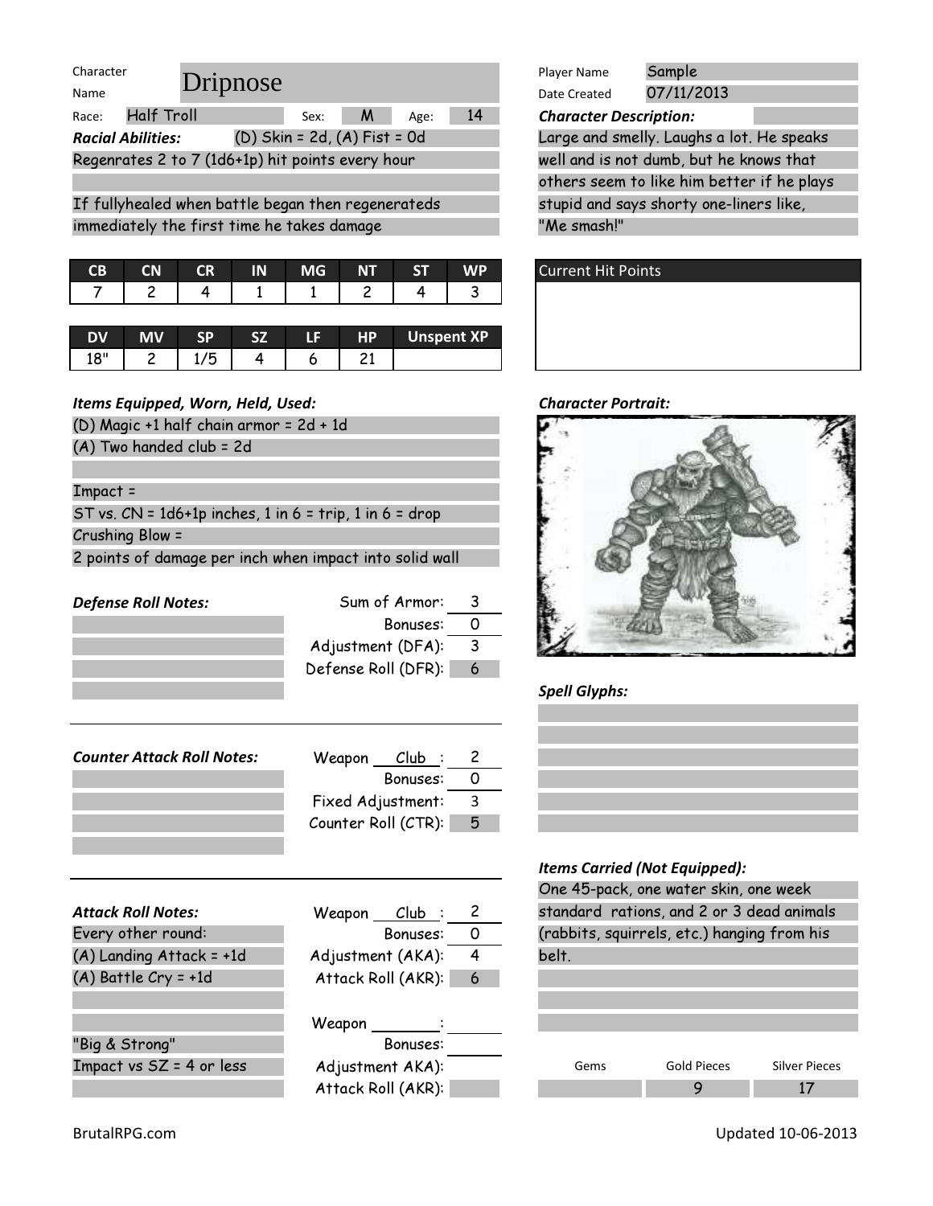**Character Name:** Dripnose

**Race:** Half Troll | **Sex:** M | **Age:** 14

***Racial Abilities:*** (D) Skin = 2d, (A) Fist = 0d

Regenrates 2 to 7 (1d6+1p) hit points every hour

If fullyhealed when battle began then regenerateds immediately the first time he takes damage

| CB | CN | CR | IN | MG | NT | ST | WP |
|---|---|---|---|---|---|---|---|
| 7 | 2 | 4 | 1 | 1 | 2 | 4 | 3 |

| DV | MV | SP | SZ | LF | HP | Unspent XP |
|---|---|---|---|---|---|---|
| 18" | 2 | 1/5 | 4 | 6 | 21 | |

***Items Equipped, Worn, Held, Used:***

(D) Magic +1 half chain armor = 2d + 1d

(A) Two handed club = 2d

Impact =

ST vs. CN = 1d6+1p inches, 1 in 6 = trip, 1 in 6 = drop

Crushing Blow =

2 points of damage per inch when impact into solid wall

***Defense Roll Notes:***

| | |
|---|---|
| Sum of Armor: | 3 |
| Bonuses: | 0 |
| Adjustment (DFA): | 3 |
| Defense Roll (DFR): | 6 |

***Counter Attack Roll Notes:***

| | |
|---|---|
| Weapon Club: | 2 |
| Bonuses: | 0 |
| Fixed Adjustment: | 3 |
| Counter Roll (CTR): | 5 |

***Attack Roll Notes:***

Every other round:

(A) Landing Attack = +1d

(A) Battle Cry = +1d

"Big & Strong"

Impact vs SZ = 4 or less

| | |
|---|---|
| Weapon Club: | 2 |
| Bonuses: | 0 |
| Adjustment (AKA): | 4 |
| Attack Roll (AKR): | 6 |

| | |
|---|---|
| Weapon: | |
| Bonuses: | |
| Adjustment AKA): | |
| Attack Roll (AKR): | |

**Player Name:** Sample

**Date Created:** 07/11/2013

***Character Description:***

Large and smelly. Laughs a lot. He speaks well and is not dumb, but he knows that others seem to like him better if he plays stupid and says shorty one-liners like, "Me smash!"

**Current Hit Points**

***Character Portrait:***

***Spell Glyphs:***

***Items Carried (Not Equipped):***

One 45-pack, one water skin, one week standard rations, and 2 or 3 dead animals (rabbits, squirrels, etc.) hanging from his belt.

| Gems | Gold Pieces | Silver Pieces |
|---|---|---|
| | 9 | 17 |

BrutalRPG.com

Updated 10-06-2013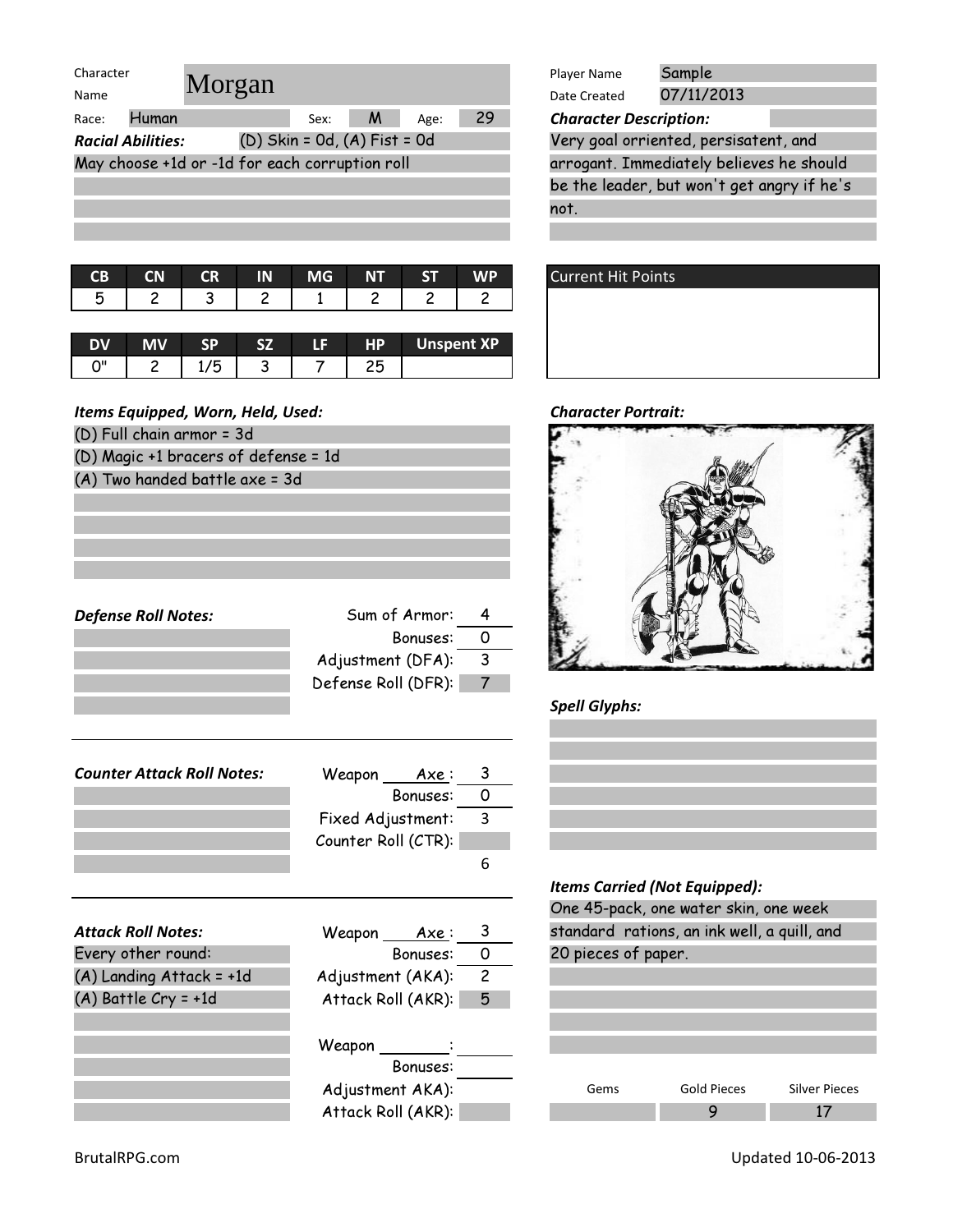Character Name: Morgan

Race: Human | Sex: M | Age: 29

***Racial Abilities:*** (D) Skin = 0d, (A) Fist = 0d

May choose +1d or -1d for each corruption roll

Player Name: Sample

Date Created: 07/11/2013

***Character Description:***

Very goal orriented, persisatent, and arrogant. Immediately believes he should be the leader, but won't get angry if he's not.

| CB | CN | CR | IN | MG | NT | ST | WP |
|---|---|---|---|---|---|---|---|
| 5 | 2 | 3 | 2 | 1 | 2 | 2 | 2 |

| DV | MV | SP | SZ | LF | HP | Unspent XP |
|---|---|---|---|---|---|---|
| 0" | 2 | 1/5 | 3 | 7 | 25 | |

Current Hit Points

***Items Equipped, Worn, Held, Used:***

(D) Full chain armor = 3d

(D) Magic +1 bracers of defense = 1d

(A) Two handed battle axe = 3d

***Character Portrait:***

***Defense Roll Notes:***

Sum of Armor: 4

Bonuses: 0

Adjustment (DFA): 3

Defense Roll (DFR): 7

***Spell Glyphs:***

***Counter Attack Roll Notes:***

Weapon Axe: 3

Bonuses: 0

Fixed Adjustment: 3

Counter Roll (CTR):

6

***Items Carried (Not Equipped):***

One 45-pack, one water skin, one week standard rations, an ink well, a quill, and 20 pieces of paper.

***Attack Roll Notes:***

Every other round:

(A) Landing Attack = +1d

(A) Battle Cry = +1d

Weapon Axe: 3

Bonuses: 0

Adjustment (AKA): 2

Attack Roll (AKR): 5

Weapon:

Bonuses:

Adjustment AKA):

Attack Roll (AKR):

| Gems | Gold Pieces | Silver Pieces |
|---|---|---|
| | 9 | 17 |

BrutalRPG.com

Updated 10-06-2013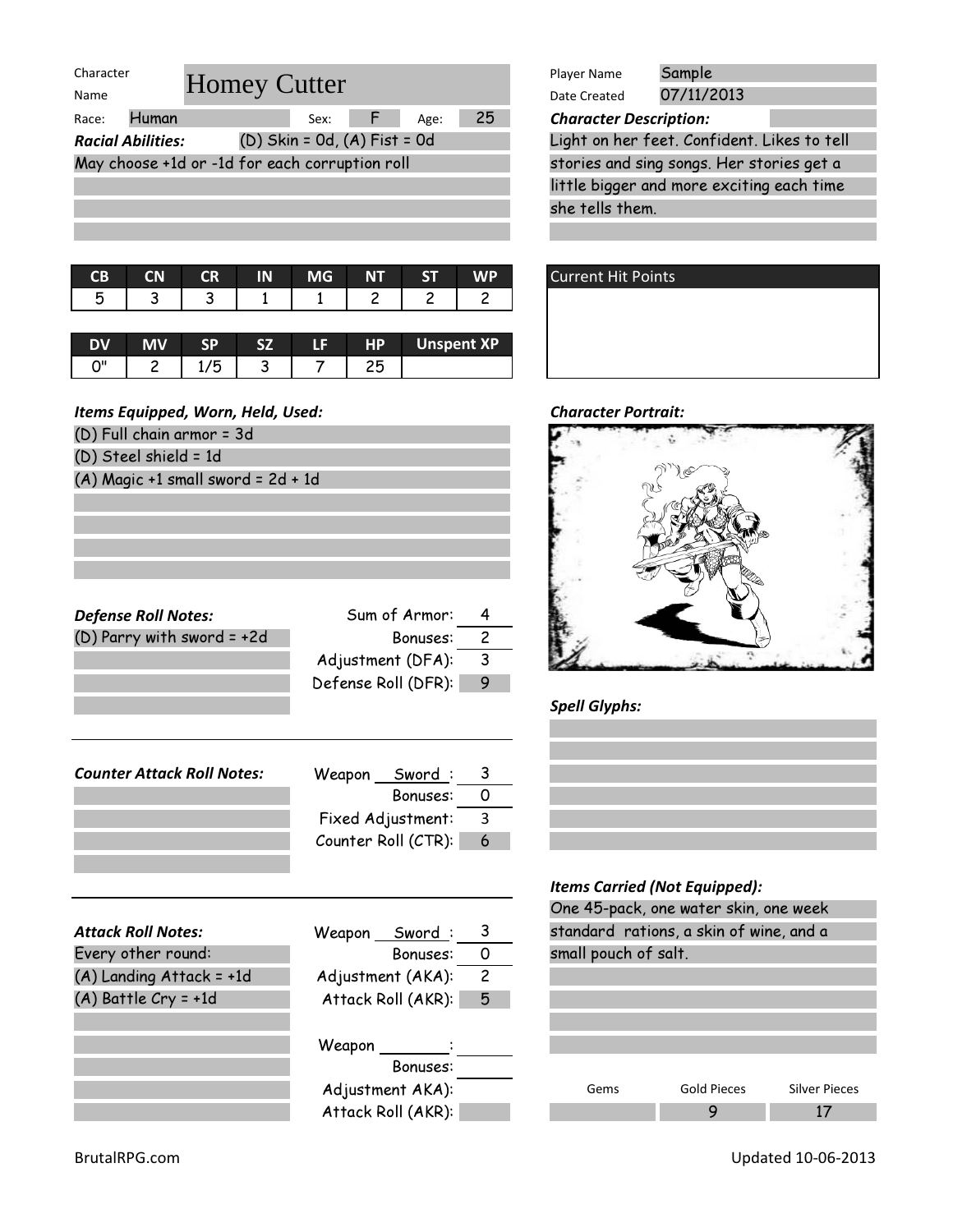| Character Name | Homey Cutter | | | | |
|---|---|---|---|---|---|
| Race: | Human | Sex: | F | Age: | 25 |

***Racial Abilities:*** (D) Skin = 0d, (A) Fist = 0d

May choose +1d or -1d for each corruption roll

| Player Name | Sample |
|---|---|
| Date Created | 07/11/2013 |

***Character Description:***

Light on her feet. Confident. Likes to tell stories and sing songs. Her stories get a little bigger and more exciting each time she tells them.

| CB | CN | CR | IN | MG | NT | ST | WP |
|---|---|---|---|---|---|---|---|
| 5 | 3 | 3 | 1 | 1 | 2 | 2 | 2 |

| DV | MV | SP | SZ | LF | HP | Unspent XP |
|---|---|---|---|---|---|---|
| 0" | 2 | 1/5 | 3 | 7 | 25 | |

**Current Hit Points**

***Items Equipped, Worn, Held, Used:***

(D) Full chain armor = 3d
(D) Steel shield = 1d
(A) Magic +1 small sword = 2d + 1d

***Character Portrait:***

***Defense Roll Notes:***

(D) Parry with sword = +2d

| | |
|---|---|
| Sum of Armor: | 4 |
| Bonuses: | 2 |
| Adjustment (DFA): | 3 |
| Defense Roll (DFR): | 9 |

***Spell Glyphs:***

***Counter Attack Roll Notes:***

| | |
|---|---|
| Weapon Sword: | 3 |
| Bonuses: | 0 |
| Fixed Adjustment: | 3 |
| Counter Roll (CTR): | 6 |

***Items Carried (Not Equipped):***

One 45-pack, one water skin, one week standard rations, a skin of wine, and a small pouch of salt.

***Attack Roll Notes:***

Every other round:
(A) Landing Attack = +1d
(A) Battle Cry = +1d

| | |
|---|---|
| Weapon Sword: | 3 |
| Bonuses: | 0 |
| Adjustment (AKA): | 2 |
| Attack Roll (AKR): | 5 |

| | |
|---|---|
| Weapon ______: | |
| Bonuses: | |
| Adjustment AKA): | |
| Attack Roll (AKR): | |

| Gems | Gold Pieces | Silver Pieces |
|---|---|---|
| | 9 | 17 |

BrutalRPG.com

Updated 10-06-2013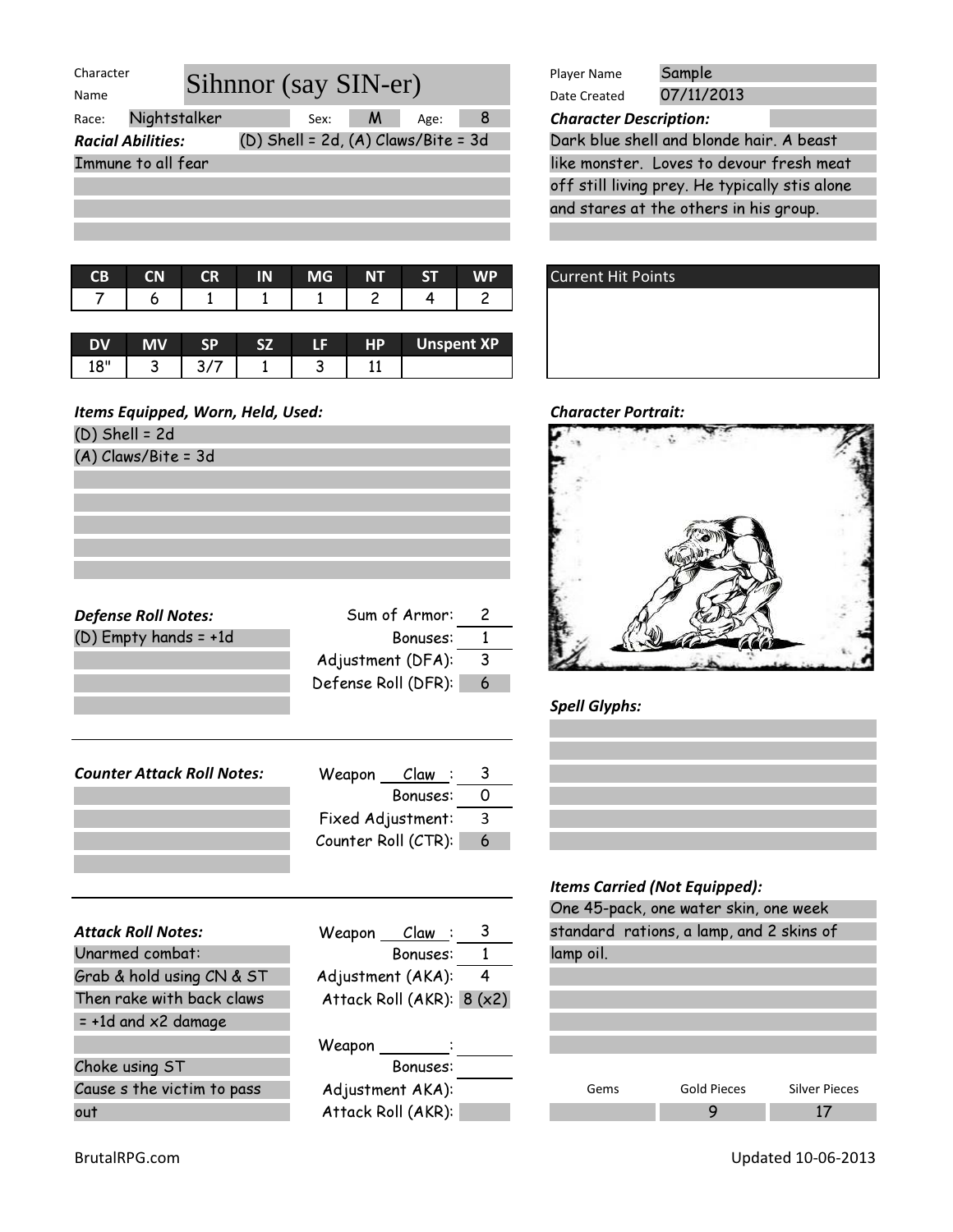Character Name: **Sihnnor (say SIN-er)**

Player Name: Sample
Date Created: 07/11/2013

Race: Nightstalker | Sex: M | Age: 8

***Racial Abilities:*** (D) Shell = 2d, (A) Claws/Bite = 3d

Immune to all fear

***Character Description:***

Dark blue shell and blonde hair. A beast like monster. Loves to devour fresh meat off still living prey. He typically stis alone and stares at the others in his group.

| CB | CN | CR | IN | MG | NT | ST | WP |
|---|---|---|---|---|---|---|---|
| 7 | 6 | 1 | 1 | 1 | 2 | 4 | 2 |

| DV | MV | SP | SZ | LF | HP | Unspent XP |
|---|---|---|---|---|---|---|
| 18" | 3 | 3/7 | 1 | 3 | 11 | |

**Current Hit Points**

***Items Equipped, Worn, Held, Used:***

(D) Shell = 2d
(A) Claws/Bite = 3d

***Character Portrait:***

***Defense Roll Notes:***

(D) Empty hands = +1d

| | |
|---|---|
| Sum of Armor: | 2 |
| Bonuses: | 1 |
| Adjustment (DFA): | 3 |
| Defense Roll (DFR): | 6 |

***Spell Glyphs:***

***Counter Attack Roll Notes:***

| | |
|---|---|
| Weapon Claw : | 3 |
| Bonuses: | 0 |
| Fixed Adjustment: | 3 |
| Counter Roll (CTR): | 6 |

***Items Carried (Not Equipped):***

One 45-pack, one water skin, one week standard rations, a lamp, and 2 skins of lamp oil.

***Attack Roll Notes:***

Unarmed combat:
Grab & hold using CN & ST
Then rake with back claws
= +1d and x2 damage

Choke using ST
Cause s the victim to pass out

| | |
|---|---|
| Weapon Claw : | 3 |
| Bonuses: | 1 |
| Adjustment (AKA): | 4 |
| Attack Roll (AKR): | 8 (x2) |

| | |
|---|---|
| Weapon ____ : | |
| Bonuses: | |
| Adjustment AKA): | |
| Attack Roll (AKR): | |

| Gems | Gold Pieces | Silver Pieces |
|---|---|---|
| | 9 | 17 |

BrutalRPG.com

Updated 10-06-2013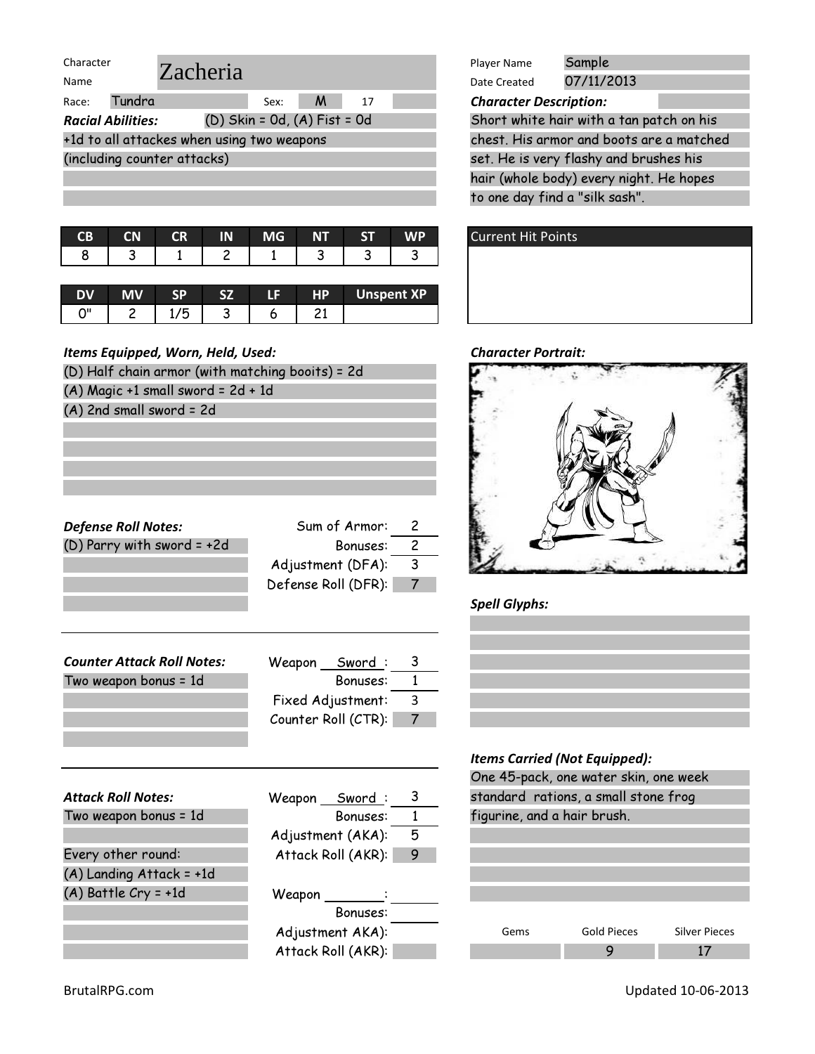Character Name: **Zacheria**

Race: Tundra | Sex: M | 17

***Racial Abilities:*** (D) Skin = 0d, (A) Fist = 0d

+1d to all attackes when using two weapons (including counter attacks)

| CB | CN | CR | IN | MG | NT | ST | WP |
|---|---|---|---|---|---|---|---|
| 8 | 3 | 1 | 2 | 1 | 3 | 3 | 3 |

| DV | MV | SP | SZ | LF | HP | Unspent XP |
|---|---|---|---|---|---|---|
| 0" | 2 | 1/5 | 3 | 6 | 21 | |

***Items Equipped, Worn, Held, Used:***

(D) Half chain armor (with matching booits) = 2d
(A) Magic +1 small sword = 2d + 1d
(A) 2nd small sword = 2d

***Defense Roll Notes:***

(D) Parry with sword = +2d

Sum of Armor: 2
Bonuses: 2
Adjustment (DFA): 3
Defense Roll (DFR): 7

***Counter Attack Roll Notes:***

Two weapon bonus = 1d

Weapon Sword: 3
Bonuses: 1
Fixed Adjustment: 3
Counter Roll (CTR): 7

***Attack Roll Notes:***

Two weapon bonus = 1d

Every other round:
(A) Landing Attack = +1d
(A) Battle Cry = +1d

Weapon Sword: 3
Bonuses: 1
Adjustment (AKA): 5
Attack Roll (AKR): 9

Weapon ________:
Bonuses:
Adjustment AKA):
Attack Roll (AKR):

Player Name: Sample
Date Created: 07/11/2013

***Character Description:***

Short white hair with a tan patch on his chest. His armor and boots are a matched set. He is very flashy and brushes his hair (whole body) every night. He hopes to one day find a "silk sash".

Current Hit Points

***Character Portrait:***

***Spell Glyphs:***

***Items Carried (Not Equipped):***

One 45-pack, one water skin, one week standard rations, a small stone frog figurine, and a hair brush.

| Gems | Gold Pieces | Silver Pieces |
|---|---|---|
| | 9 | 17 |

BrutalRPG.com

Updated 10-06-2013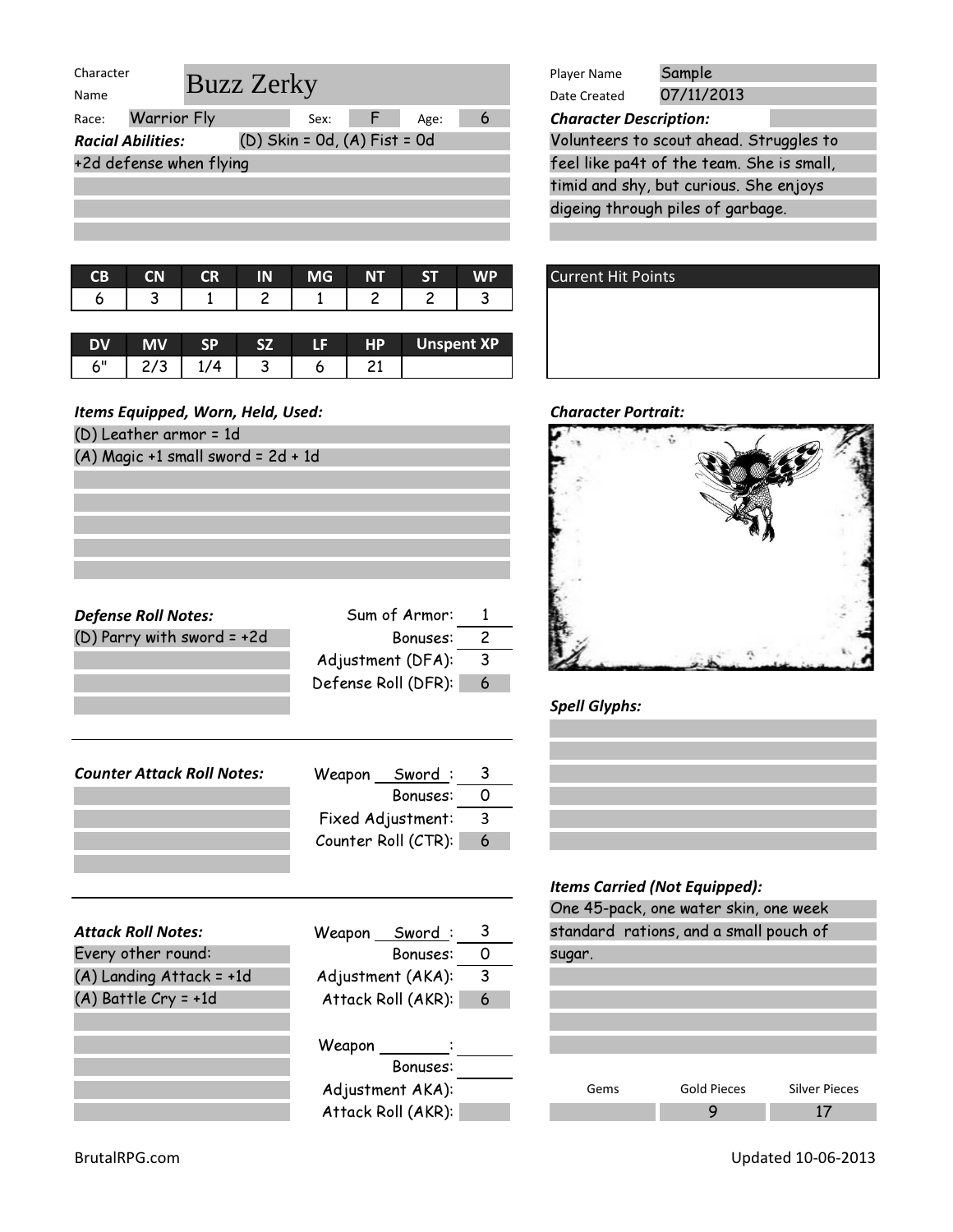| | |
|---|---|
| Character Name | Buzz Zerky |
| Race: | Warrior Fly |
| Sex: | F |
| Age: | 6 |

**Racial Abilities:** (D) Skin = 0d, (A) Fist = 0d

+2d defense when flying

| | |
|---|---|
| Player Name | Sample |
| Date Created | 07/11/2013 |

***Character Description:***

Volunteers to scout ahead. Struggles to feel like pa4t of the team. She is small, timid and shy, but curious. She enjoys digeing through piles of garbage.

| CB | CN | CR | IN | MG | NT | ST | WP |
|---|---|---|---|---|---|---|---|
| 6 | 3 | 1 | 2 | 1 | 2 | 2 | 3 |

| DV | MV | SP | SZ | LF | HP | Unspent XP |
|---|---|---|---|---|---|---|
| 6" | 2/3 | 1/4 | 3 | 6 | 21 | |

Current Hit Points

***Items Equipped, Worn, Held, Used:***

(D) Leather armor = 1d

(A) Magic +1 small sword = 2d + 1d

***Character Portrait:***

***Defense Roll Notes:***

(D) Parry with sword = +2d

| | |
|---|---|
| Sum of Armor: | 1 |
| Bonuses: | 2 |
| Adjustment (DFA): | 3 |
| Defense Roll (DFR): | 6 |

***Spell Glyphs:***

***Counter Attack Roll Notes:***

| | |
|---|---|
| Weapon Sword : | 3 |
| Bonuses: | 0 |
| Fixed Adjustment: | 3 |
| Counter Roll (CTR): | 6 |

***Items Carried (Not Equipped):***

One 45-pack, one water skin, one week standard rations, and a small pouch of sugar.

***Attack Roll Notes:***

Every other round:

(A) Landing Attack = +1d

(A) Battle Cry = +1d

| | |
|---|---|
| Weapon Sword : | 3 |
| Bonuses: | 0 |
| Adjustment (AKA): | 3 |
| Attack Roll (AKR): | 6 |

| | |
|---|---|
| Weapon : | |
| Bonuses: | |
| Adjustment AKA): | |
| Attack Roll (AKR): | |

| Gems | Gold Pieces | Silver Pieces |
|---|---|---|
| | 9 | 17 |

BrutalRPG.com

Updated 10-06-2013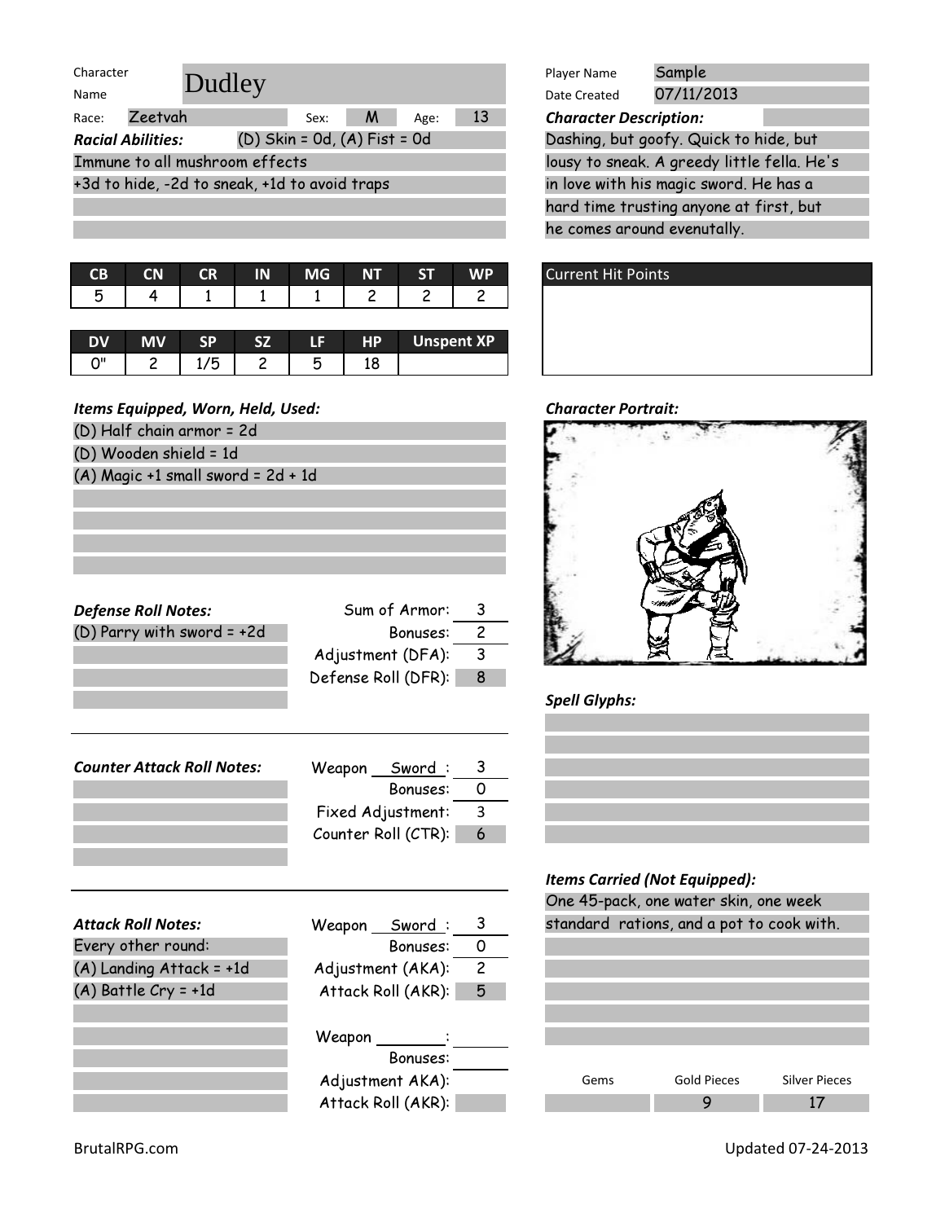Character Name: **Dudley**

Race: Zeetvah | Sex: M | Age: 13

***Racial Abilities:*** (D) Skin = 0d, (A) Fist = 0d

Immune to all mushroom effects

+3d to hide, -2d to sneak, +1d to avoid traps

Player Name: Sample

Date Created: 07/11/2013

***Character Description:***

Dashing, but goofy. Quick to hide, but lousy to sneak. A greedy little fella. He's in love with his magic sword. He has a hard time trusting anyone at first, but he comes around evenutally.

| CB | CN | CR | IN | MG | NT | ST | WP |
|---|---|---|---|---|---|---|---|
| 5 | 4 | 1 | 1 | 1 | 2 | 2 | 2 |

| DV | MV | SP | SZ | LF | HP | Unspent XP |
|---|---|---|---|---|---|---|
| 0" | 2 | 1/5 | 2 | 5 | 18 | |

Current Hit Points

***Items Equipped, Worn, Held, Used:***

(D) Half chain armor = 2d

(D) Wooden shield = 1d

(A) Magic +1 small sword = 2d + 1d

***Character Portrait:***

***Defense Roll Notes:***

(D) Parry with sword = +2d

| | |
|---|---|
| Sum of Armor: | 3 |
| Bonuses: | 2 |
| Adjustment (DFA): | 3 |
| Defense Roll (DFR): | 8 |

***Spell Glyphs:***

***Counter Attack Roll Notes:***

| | |
|---|---|
| Weapon Sword: | 3 |
| Bonuses: | 0 |
| Fixed Adjustment: | 3 |
| Counter Roll (CTR): | 6 |

***Attack Roll Notes:***

Every other round:

(A) Landing Attack = +1d

(A) Battle Cry = +1d

| | |
|---|---|
| Weapon Sword: | 3 |
| Bonuses: | 0 |
| Adjustment (AKA): | 2 |
| Attack Roll (AKR): | 5 |

| | |
|---|---|
| Weapon ________: | |
| Bonuses: | |
| Adjustment AKA): | |
| Attack Roll (AKR): | |

***Items Carried (Not Equipped):***

One 45-pack, one water skin, one week standard rations, and a pot to cook with.

| Gems | Gold Pieces | Silver Pieces |
|---|---|---|
| | 9 | 17 |

BrutalRPG.com

Updated 07-24-2013